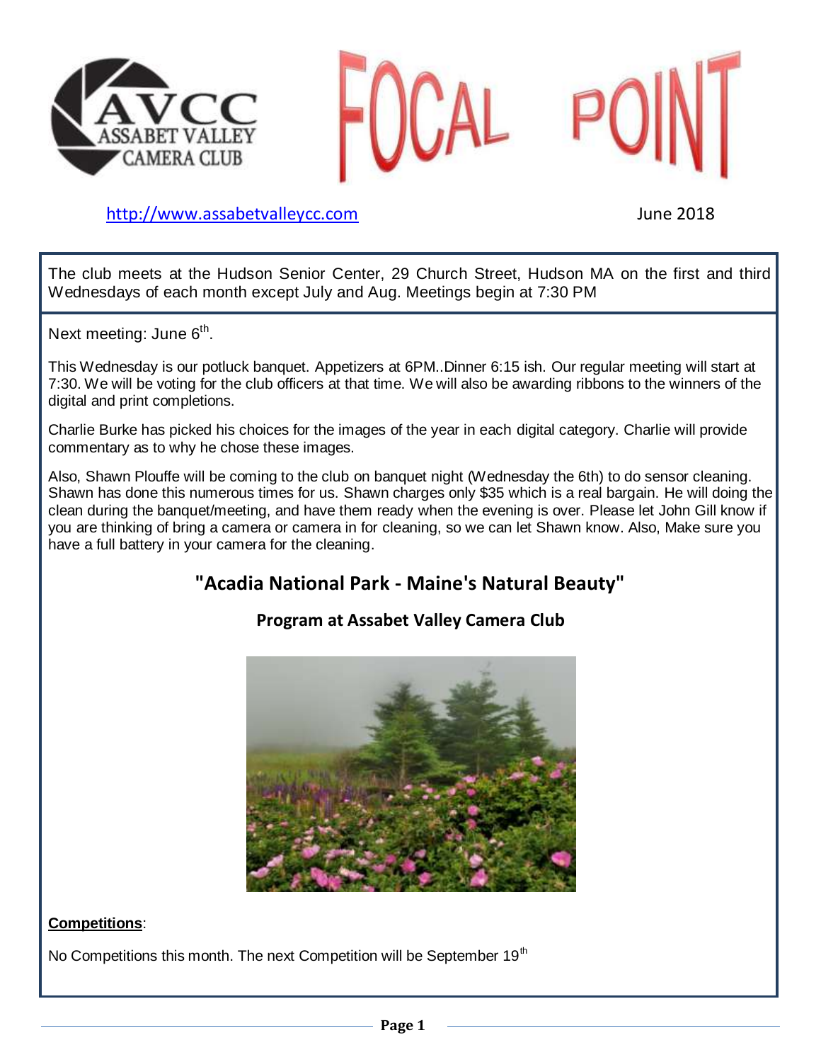# FOCAL POINT

AVCC ASSABET VALLEY CAMERA CLUB

http://www.assabetvalleycc.com

June 2018

The club meets at the Hudson Senior Center, 29 Church Street, Hudson MA on the first and third Wednesdays of each month except July and Aug. Meetings begin at 7:30 PM

Next meeting: June 6th.

This Wednesday is our potluck banquet. Appetizers at 6PM..Dinner 6:15 ish. Our regular meeting will start at 7:30. We will be voting for the club officers at that time. We will also be awarding ribbons to the winners of the digital and print completions.

Charlie Burke has picked his choices for the images of the year in each digital category. Charlie will provide commentary as to why he chose these images.

Also, Shawn Plouffe will be coming to the club on banquet night (Wednesday the 6th) to do sensor cleaning. Shawn has done this numerous times for us. Shawn charges only $35 which is a real bargain. He will doing the clean during the banquet/meeting, and have them ready when the evening is over. Please let John Gill know if you are thinking of bring a camera or camera in for cleaning, so we can let Shawn know. Also, Make sure you have a full battery in your camera for the cleaning.

## "Acadia National Park - Maine's Natural Beauty"

### Program at Assabet Valley Camera Club

**Competitions**:

No Competitions this month. The next Competition will be September 19th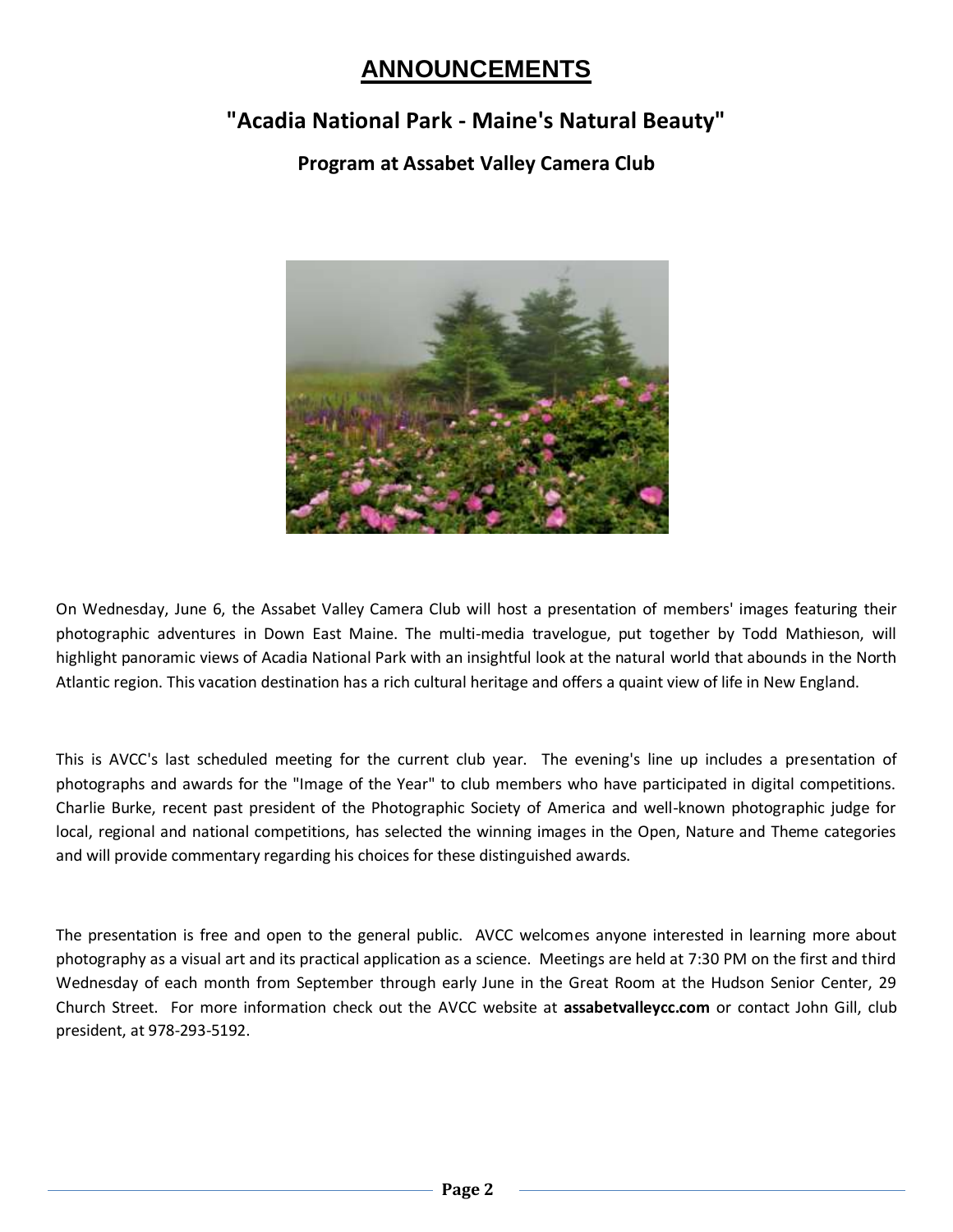# ANNOUNCEMENTS

## "Acadia National Park - Maine's Natural Beauty"

### Program at Assabet Valley Camera Club

On Wednesday, June 6, the Assabet Valley Camera Club will host a presentation of members' images featuring their photographic adventures in Down East Maine. The multi-media travelogue, put together by Todd Mathieson, will highlight panoramic views of Acadia National Park with an insightful look at the natural world that abounds in the North Atlantic region. This vacation destination has a rich cultural heritage and offers a quaint view of life in New England.

This is AVCC's last scheduled meeting for the current club year. The evening's line up includes a presentation of photographs and awards for the "Image of the Year" to club members who have participated in digital competitions. Charlie Burke, recent past president of the Photographic Society of America and well-known photographic judge for local, regional and national competitions, has selected the winning images in the Open, Nature and Theme categories and will provide commentary regarding his choices for these distinguished awards.

The presentation is free and open to the general public. AVCC welcomes anyone interested in learning more about photography as a visual art and its practical application as a science. Meetings are held at 7:30 PM on the first and third Wednesday of each month from September through early June in the Great Room at the Hudson Senior Center, 29 Church Street. For more information check out the AVCC website at **assabetvalleycc.com** or contact John Gill, club president, at 978-293-5192.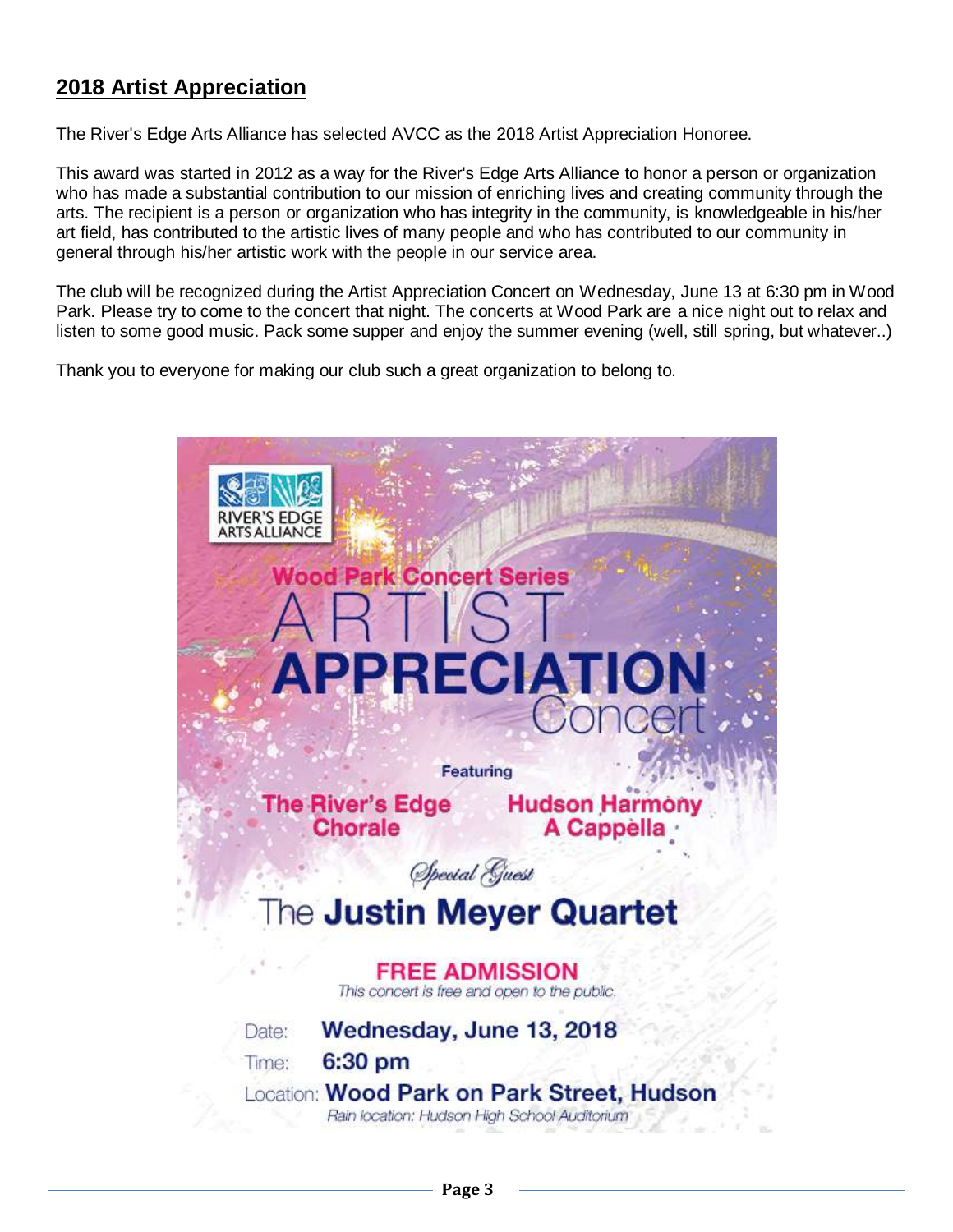## 2018 Artist Appreciation

The River's Edge Arts Alliance has selected AVCC as the 2018 Artist Appreciation Honoree.

This award was started in 2012 as a way for the River's Edge Arts Alliance to honor a person or organization who has made a substantial contribution to our mission of enriching lives and creating community through the arts. The recipient is a person or organization who has integrity in the community, is knowledgeable in his/her art field, has contributed to the artistic lives of many people and who has contributed to our community in general through his/her artistic work with the people in our service area.

The club will be recognized during the Artist Appreciation Concert on Wednesday, June 13 at 6:30 pm in Wood Park. Please try to come to the concert that night. The concerts at Wood Park are a nice night out to relax and listen to some good music. Pack some supper and enjoy the summer evening (well, still spring, but whatever..)

Thank you to everyone for making our club such a great organization to belong to.

RIVER'S EDGE ARTS ALLIANCE

**Wood Park Concert Series**

# ARTIST APPRECIATION Concert

**Featuring**

**The River's Edge Chorale** **Hudson Harmony A Cappella**

*Special Guest*

The **Justin Meyer Quartet**

**FREE ADMISSION**

*This concert is free and open to the public.*

Date: **Wednesday, June 13, 2018**

Time: **6:30 pm**

Location: **Wood Park on Park Street, Hudson**

*Rain location: Hudson High School Auditorium*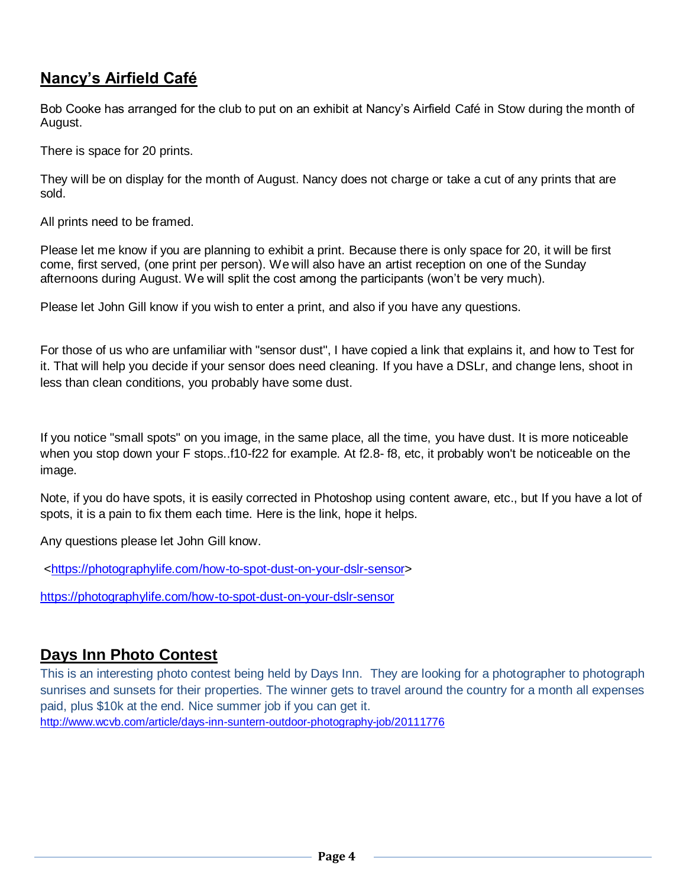## Nancy's Airfield Café

Bob Cooke has arranged for the club to put on an exhibit at Nancy's Airfield Café in Stow during the month of August.

There is space for 20 prints.

They will be on display for the month of August. Nancy does not charge or take a cut of any prints that are sold.

All prints need to be framed.

Please let me know if you are planning to exhibit a print. Because there is only space for 20, it will be first come, first served, (one print per person). We will also have an artist reception on one of the Sunday afternoons during August. We will split the cost among the participants (won't be very much).

Please let John Gill know if you wish to enter a print, and also if you have any questions.

For those of us who are unfamiliar with "sensor dust", I have copied a link that explains it, and how to Test for it. That will help you decide if your sensor does need cleaning. If you have a DSLr, and change lens, shoot in less than clean conditions, you probably have some dust.

If you notice "small spots" on you image, in the same place, all the time, you have dust. It is more noticeable when you stop down your F stops..f10-f22 for example. At f2.8- f8, etc, it probably won't be noticeable on the image.

Note, if you do have spots, it is easily corrected in Photoshop using content aware, etc., but If you have a lot of spots, it is a pain to fix them each time. Here is the link, hope it helps.

Any questions please let John Gill know.

<https://photographylife.com/how-to-spot-dust-on-your-dslr-sensor>

https://photographylife.com/how-to-spot-dust-on-your-dslr-sensor

## Days Inn Photo Contest

This is an interesting photo contest being held by Days Inn. They are looking for a photographer to photograph sunrises and sunsets for their properties. The winner gets to travel around the country for a month all expenses paid, plus $10k at the end. Nice summer job if you can get it.
http://www.wcvb.com/article/days-inn-suntern-outdoor-photography-job/20111776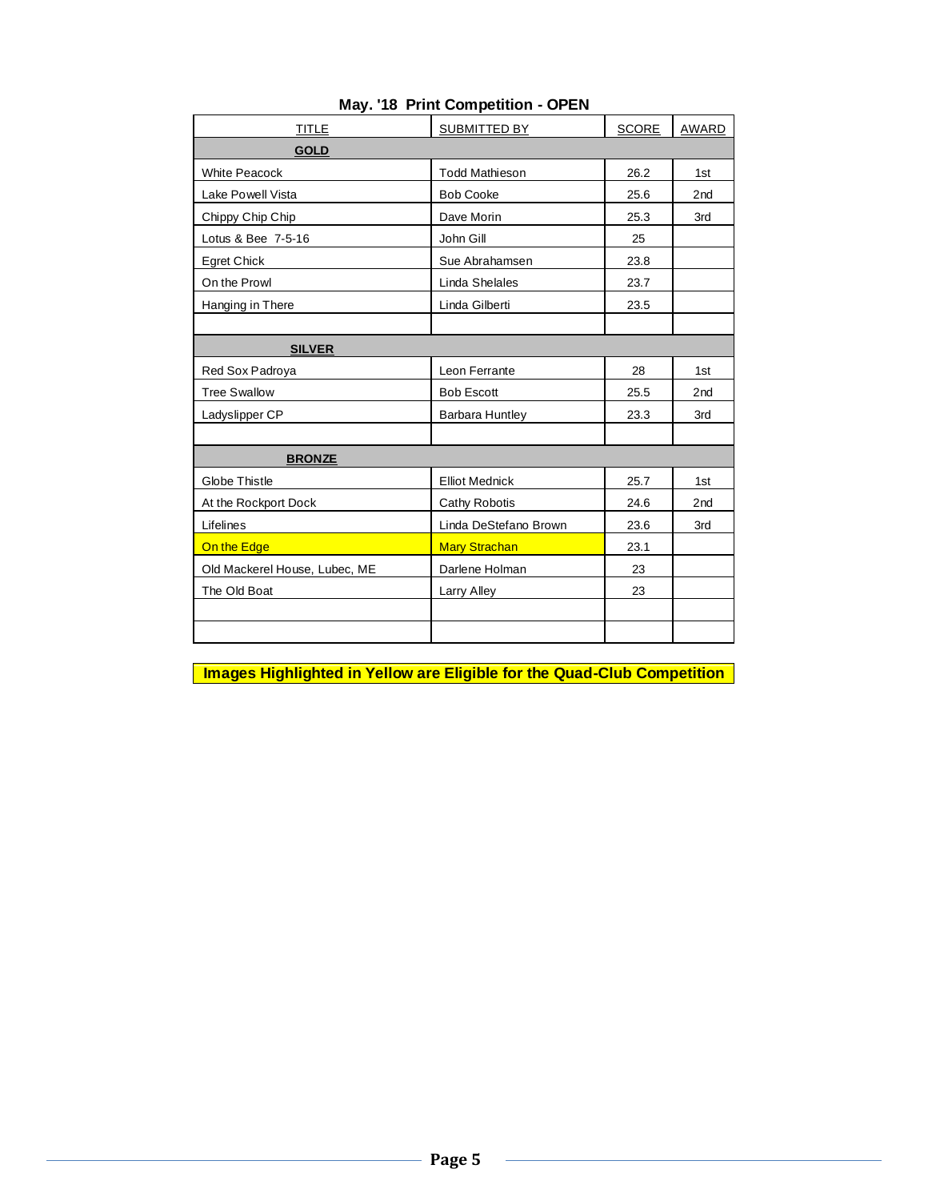## May. '18 Print Competition - OPEN

| TITLE | SUBMITTED BY | SCORE | AWARD |
|---|---|---|---|
| **GOLD** | | | |
| White Peacock | Todd Mathieson | 26.2 | 1st |
| Lake Powell Vista | Bob Cooke | 25.6 | 2nd |
| Chippy Chip Chip | Dave Morin | 25.3 | 3rd |
| Lotus & Bee 7-5-16 | John Gill | 25 | |
| Egret Chick | Sue Abrahamsen | 23.8 | |
| On the Prowl | Linda Shelales | 23.7 | |
| Hanging in There | Linda Gilberti | 23.5 | |
| | | | |
| **SILVER** | | | |
| Red Sox Padroya | Leon Ferrante | 28 | 1st |
| Tree Swallow | Bob Escott | 25.5 | 2nd |
| Ladyslipper CP | Barbara Huntley | 23.3 | 3rd |
| | | | |
| **BRONZE** | | | |
| Globe Thistle | Elliot Mednick | 25.7 | 1st |
| At the Rockport Dock | Cathy Robotis | 24.6 | 2nd |
| Lifelines | Linda DeStefano Brown | 23.6 | 3rd |
| On the Edge | Mary Strachan | 23.1 | |
| Old Mackerel House, Lubec, ME | Darlene Holman | 23 | |
| The Old Boat | Larry Alley | 23 | |

**Images Highlighted in Yellow are Eligible for the Quad-Club Competition**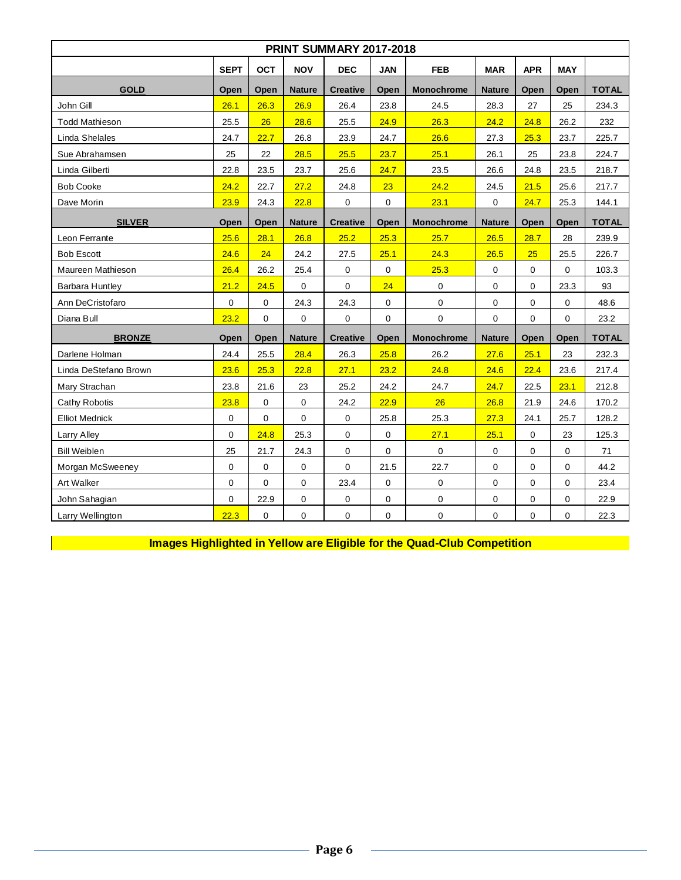| PRINT SUMMARY 2017-2018 | | | | | | | | | | |
|---|---|---|---|---|---|---|---|---|---|---|
| | SEPT | OCT | NOV | DEC | JAN | FEB | MAR | APR | MAY | |
| **GOLD** | **Open** | **Open** | **Nature** | **Creative** | **Open** | **Monochrome** | **Nature** | **Open** | **Open** | **TOTAL** |
| John Gill | 26.1 | 26.3 | 26.9 | 26.4 | 23.8 | 24.5 | 28.3 | 27 | 25 | 234.3 |
| Todd Mathieson | 25.5 | 26 | 28.6 | 25.5 | 24.9 | 26.3 | 24.2 | 24.8 | 26.2 | 232 |
| Linda Shelales | 24.7 | 22.7 | 26.8 | 23.9 | 24.7 | 26.6 | 27.3 | 25.3 | 23.7 | 225.7 |
| Sue Abrahamsen | 25 | 22 | 28.5 | 25.5 | 23.7 | 25.1 | 26.1 | 25 | 23.8 | 224.7 |
| Linda Gilberti | 22.8 | 23.5 | 23.7 | 25.6 | 24.7 | 23.5 | 26.6 | 24.8 | 23.5 | 218.7 |
| Bob Cooke | 24.2 | 22.7 | 27.2 | 24.8 | 23 | 24.2 | 24.5 | 21.5 | 25.6 | 217.7 |
| Dave Morin | 23.9 | 24.3 | 22.8 | 0 | 0 | 23.1 | 0 | 24.7 | 25.3 | 144.1 |
| **SILVER** | **Open** | **Open** | **Nature** | **Creative** | **Open** | **Monochrome** | **Nature** | **Open** | **Open** | **TOTAL** |
| Leon Ferrante | 25.6 | 28.1 | 26.8 | 25.2 | 25.3 | 25.7 | 26.5 | 28.7 | 28 | 239.9 |
| Bob Escott | 24.6 | 24 | 24.2 | 27.5 | 25.1 | 24.3 | 26.5 | 25 | 25.5 | 226.7 |
| Maureen Mathieson | 26.4 | 26.2 | 25.4 | 0 | 0 | 25.3 | 0 | 0 | 0 | 103.3 |
| Barbara Huntley | 21.2 | 24.5 | 0 | 0 | 24 | 0 | 0 | 0 | 23.3 | 93 |
| Ann DeCristofaro | 0 | 0 | 24.3 | 24.3 | 0 | 0 | 0 | 0 | 0 | 48.6 |
| Diana Bull | 23.2 | 0 | 0 | 0 | 0 | 0 | 0 | 0 | 0 | 23.2 |
| **BRONZE** | **Open** | **Open** | **Nature** | **Creative** | **Open** | **Monochrome** | **Nature** | **Open** | **Open** | **TOTAL** |
| Darlene Holman | 24.4 | 25.5 | 28.4 | 26.3 | 25.8 | 26.2 | 27.6 | 25.1 | 23 | 232.3 |
| Linda DeStefano Brown | 23.6 | 25.3 | 22.8 | 27.1 | 23.2 | 24.8 | 24.6 | 22.4 | 23.6 | 217.4 |
| Mary Strachan | 23.8 | 21.6 | 23 | 25.2 | 24.2 | 24.7 | 24.7 | 22.5 | 23.1 | 212.8 |
| Cathy Robotis | 23.8 | 0 | 0 | 24.2 | 22.9 | 26 | 26.8 | 21.9 | 24.6 | 170.2 |
| Elliot Mednick | 0 | 0 | 0 | 0 | 25.8 | 25.3 | 27.3 | 24.1 | 25.7 | 128.2 |
| Larry Alley | 0 | 24.8 | 25.3 | 0 | 0 | 27.1 | 25.1 | 0 | 23 | 125.3 |
| Bill Weiblen | 25 | 21.7 | 24.3 | 0 | 0 | 0 | 0 | 0 | 0 | 71 |
| Morgan McSweeney | 0 | 0 | 0 | 0 | 21.5 | 22.7 | 0 | 0 | 0 | 44.2 |
| Art Walker | 0 | 0 | 0 | 23.4 | 0 | 0 | 0 | 0 | 0 | 23.4 |
| John Sahagian | 0 | 22.9 | 0 | 0 | 0 | 0 | 0 | 0 | 0 | 22.9 |
| Larry Wellington | 22.3 | 0 | 0 | 0 | 0 | 0 | 0 | 0 | 0 | 22.3 |

**Images Highlighted in Yellow are Eligible for the Quad-Club Competition**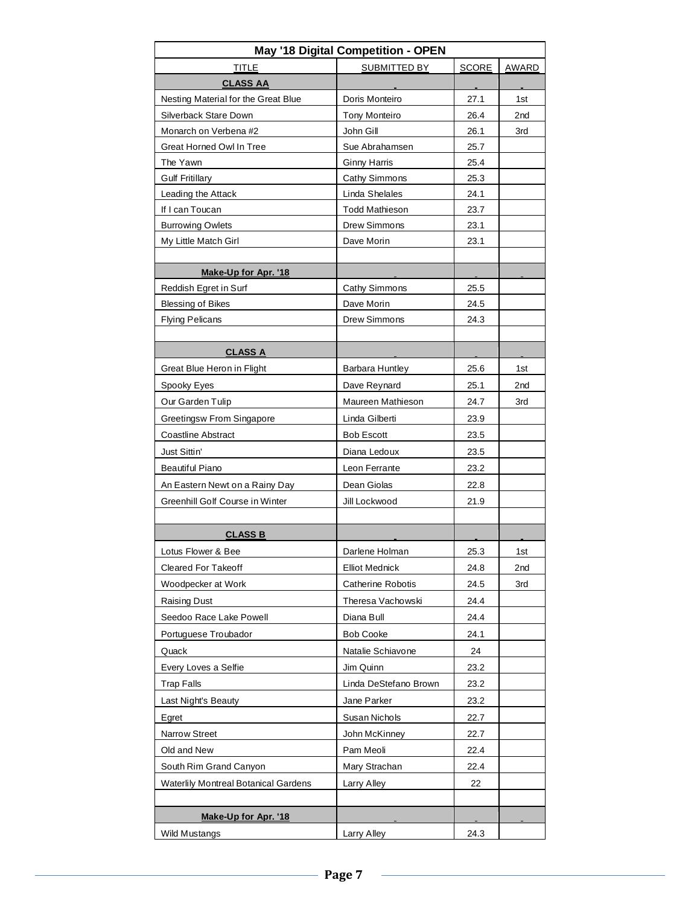| May '18 Digital Competition - OPEN | | | |
|---|---|---|---|
| TITLE | SUBMITTED BY | SCORE | AWARD |
| **CLASS AA** | | | |
| Nesting Material for the Great Blue | Doris Monteiro | 27.1 | 1st |
| Silverback Stare Down | Tony Monteiro | 26.4 | 2nd |
| Monarch on Verbena #2 | John Gill | 26.1 | 3rd |
| Great Horned Owl In Tree | Sue Abrahamsen | 25.7 | |
| The Yawn | Ginny Harris | 25.4 | |
| Gulf Fritillary | Cathy Simmons | 25.3 | |
| Leading the Attack | Linda Shelales | 24.1 | |
| If I can Toucan | Todd Mathieson | 23.7 | |
| Burrowing Owlets | Drew Simmons | 23.1 | |
| My Little Match Girl | Dave Morin | 23.1 | |
| | | | |
| **Make-Up for Apr. '18** | | | |
| Reddish Egret in Surf | Cathy Simmons | 25.5 | |
| Blessing of Bikes | Dave Morin | 24.5 | |
| Flying Pelicans | Drew Simmons | 24.3 | |
| | | | |
| **CLASS A** | | | |
| Great Blue Heron in Flight | Barbara Huntley | 25.6 | 1st |
| Spooky Eyes | Dave Reynard | 25.1 | 2nd |
| Our Garden Tulip | Maureen Mathieson | 24.7 | 3rd |
| Greetingsw From Singapore | Linda Gilberti | 23.9 | |
| Coastline Abstract | Bob Escott | 23.5 | |
| Just Sittin' | Diana Ledoux | 23.5 | |
| Beautiful Piano | Leon Ferrante | 23.2 | |
| An Eastern Newt on a Rainy Day | Dean Giolas | 22.8 | |
| Greenhill Golf Course in Winter | Jill Lockwood | 21.9 | |
| | | | |
| **CLASS B** | | | |
| Lotus Flower & Bee | Darlene Holman | 25.3 | 1st |
| Cleared For Takeoff | Elliot Mednick | 24.8 | 2nd |
| Woodpecker at Work | Catherine Robotis | 24.5 | 3rd |
| Raising Dust | Theresa Vachowski | 24.4 | |
| Seedoo Race Lake Powell | Diana Bull | 24.4 | |
| Portuguese Troubador | Bob Cooke | 24.1 | |
| Quack | Natalie Schiavone | 24 | |
| Every Loves a Selfie | Jim Quinn | 23.2 | |
| Trap Falls | Linda DeStefano Brown | 23.2 | |
| Last Night's Beauty | Jane Parker | 23.2 | |
| Egret | Susan Nichols | 22.7 | |
| Narrow Street | John McKinney | 22.7 | |
| Old and New | Pam Meoli | 22.4 | |
| South Rim Grand Canyon | Mary Strachan | 22.4 | |
| Waterlily Montreal Botanical Gardens | Larry Alley | 22 | |
| | | | |
| **Make-Up for Apr. '18** | | | |
| Wild Mustangs | Larry Alley | 24.3 | |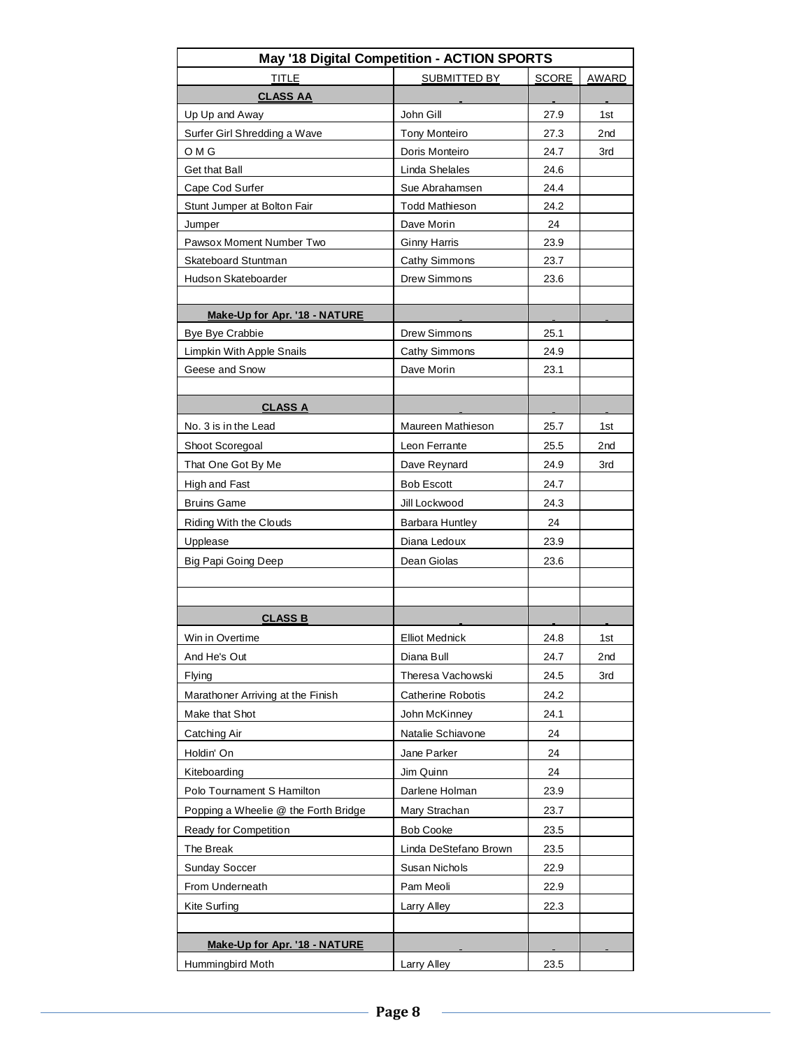| May '18 Digital Competition - ACTION SPORTS | | | |
|---|---|---|---|
| TITLE | SUBMITTED BY | SCORE | AWARD |
| **CLASS AA** | | | |
| Up Up and Away | John Gill | 27.9 | 1st |
| Surfer Girl Shredding a Wave | Tony Monteiro | 27.3 | 2nd |
| O M G | Doris Monteiro | 24.7 | 3rd |
| Get that Ball | Linda Shelales | 24.6 | |
| Cape Cod Surfer | Sue Abrahamsen | 24.4 | |
| Stunt Jumper at Bolton Fair | Todd Mathieson | 24.2 | |
| Jumper | Dave Morin | 24 | |
| Pawsox Moment Number Two | Ginny Harris | 23.9 | |
| Skateboard Stuntman | Cathy Simmons | 23.7 | |
| Hudson Skateboarder | Drew Simmons | 23.6 | |
| | | | |
| **Make-Up for Apr. '18 - NATURE** | | | |
| Bye Bye Crabbie | Drew Simmons | 25.1 | |
| Limpkin With Apple Snails | Cathy Simmons | 24.9 | |
| Geese and Snow | Dave Morin | 23.1 | |
| | | | |
| **CLASS A** | | | |
| No. 3 is in the Lead | Maureen Mathieson | 25.7 | 1st |
| Shoot Scoregoal | Leon Ferrante | 25.5 | 2nd |
| That One Got By Me | Dave Reynard | 24.9 | 3rd |
| High and Fast | Bob Escott | 24.7 | |
| Bruins Game | Jill Lockwood | 24.3 | |
| Riding With the Clouds | Barbara Huntley | 24 | |
| Upplease | Diana Ledoux | 23.9 | |
| Big Papi Going Deep | Dean Giolas | 23.6 | |
| | | | |
| | | | |
| **CLASS B** | | | |
| Win in Overtime | Elliot Mednick | 24.8 | 1st |
| And He's Out | Diana Bull | 24.7 | 2nd |
| Flying | Theresa Vachowski | 24.5 | 3rd |
| Marathoner Arriving at the Finish | Catherine Robotis | 24.2 | |
| Make that Shot | John McKinney | 24.1 | |
| Catching Air | Natalie Schiavone | 24 | |
| Holdin' On | Jane Parker | 24 | |
| Kiteboarding | Jim Quinn | 24 | |
| Polo Tournament S Hamilton | Darlene Holman | 23.9 | |
| Popping a Wheelie @ the Forth Bridge | Mary Strachan | 23.7 | |
| Ready for Competition | Bob Cooke | 23.5 | |
| The Break | Linda DeStefano Brown | 23.5 | |
| Sunday Soccer | Susan Nichols | 22.9 | |
| From Underneath | Pam Meoli | 22.9 | |
| Kite Surfing | Larry Alley | 22.3 | |
| | | | |
| **Make-Up for Apr. '18 - NATURE** | | | |
| Hummingbird Moth | Larry Alley | 23.5 | |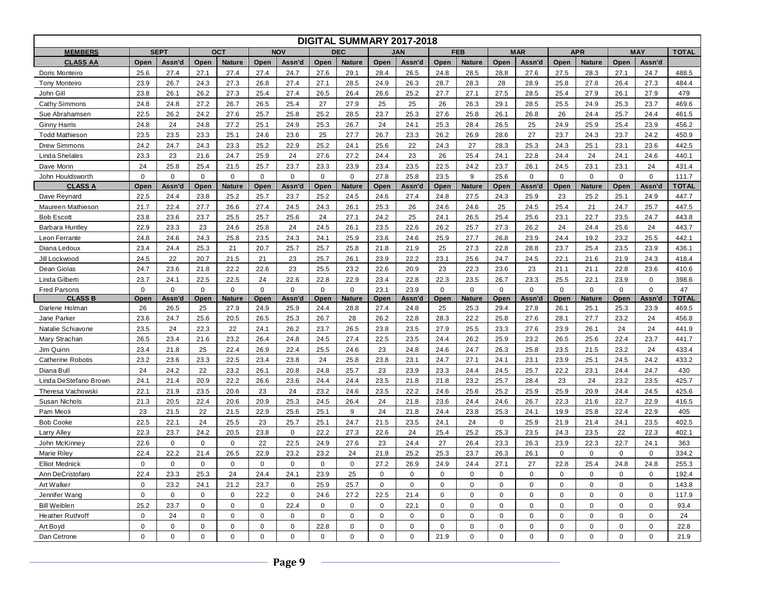| DIGITAL SUMMARY 2017-2018 | | | | | | | | | | | | | | | | | | | | |
|---|---|---|---|---|---|---|---|---|---|---|---|---|---|---|---|---|---|---|---|---|
| **MEMBERS** | **SEPT** | | **OCT** | | **NOV** | | **DEC** | | **JAN** | | **FEB** | | **MAR** | | **APR** | | **MAY** | | **TOTAL** |
| **CLASS AA** | **Open** | **Assn'd** | **Open** | **Nature** | **Open** | **Assn'd** | **Open** | **Nature** | **Open** | **Assn'd** | **Open** | **Nature** | **Open** | **Assn'd** | **Open** | **Nature** | **Open** | **Assn'd** | |
| Doris Monteiro | 25.6 | 27.4 | 27.1 | 27.4 | 27.4 | 24.7 | 27.6 | 29.1 | 28.4 | 26.5 | 24.8 | 28.5 | 28.8 | 27.6 | 27.5 | 28.3 | 27.1 | 24.7 | 488.5 |
| Tony Monteiro | 23.9 | 26.7 | 24.3 | 27.3 | 26.8 | 27.4 | 27.1 | 28.5 | 24.9 | 26.3 | 28.7 | 28.3 | 28 | 28.9 | 25.8 | 27.8 | 26.4 | 27.3 | 484.4 |
| John Gill | 23.8 | 26.1 | 26.2 | 27.3 | 25.4 | 27.4 | 26.5 | 26.4 | 26.6 | 25.2 | 27.7 | 27.1 | 27.5 | 28.5 | 25.4 | 27.9 | 26.1 | 27.9 | 479 |
| Cathy Simmons | 24.8 | 24.8 | 27.2 | 26.7 | 26.5 | 25.4 | 27 | 27.9 | 25 | 25 | 26 | 26.3 | 29.1 | 28.5 | 25.5 | 24.9 | 25.3 | 23.7 | 469.6 |
| Sue Abrahamsen | 22.5 | 26.2 | 24.2 | 27.6 | 25.7 | 25.8 | 25.2 | 28.5 | 23.7 | 25.3 | 27.6 | 25.8 | 26.1 | 26.8 | 26 | 24.4 | 25.7 | 24.4 | 461.5 |
| Ginny Harris | 24.8 | 24 | 24.8 | 27.2 | 25.1 | 24.9 | 25.3 | 26.7 | 24 | 24.1 | 25.3 | 28.4 | 26.5 | 25 | 24.9 | 25.9 | 25.4 | 23.9 | 456.2 |
| Todd Mathieson | 23.5 | 23.5 | 23.3 | 25.1 | 24.6 | 23.6 | 25 | 27.7 | 26.7 | 23.3 | 26.2 | 26.9 | 28.6 | 27 | 23.7 | 24.3 | 23.7 | 24.2 | 450.9 |
| Drew Simmons | 24.2 | 24.7 | 24.3 | 23.3 | 25.2 | 22.9 | 25.2 | 24.1 | 25.6 | 22 | 24.3 | 27 | 28.3 | 25.3 | 24.3 | 25.1 | 23.1 | 23.6 | 442.5 |
| Linda Shelales | 23.3 | 23 | 21.6 | 24.7 | 25.9 | 24 | 27.6 | 27.2 | 24.4 | 23 | 26 | 25.4 | 24.1 | 22.8 | 24.4 | 24 | 24.1 | 24.6 | 440.1 |
| Dave Morin | 24 | 25.8 | 25.4 | 21.5 | 25.7 | 23.7 | 23.3 | 23.9 | 23.4 | 23.5 | 22.5 | 24.2 | 23.7 | 26.1 | 24.5 | 23.1 | 23.1 | 24 | 431.4 |
| John Houldsworth | 0 | 0 | 0 | 0 | 0 | 0 | 0 | 0 | 27.8 | 25.8 | 23.5 | 9 | 25.6 | 0 | 0 | 0 | 0 | 0 | 111.7 |
| **CLASS A** | **Open** | **Assn'd** | **Open** | **Nature** | **Open** | **Assn'd** | **Open** | **Nature** | **Open** | **Assn'd** | **Open** | **Nature** | **Open** | **Assn'd** | **Open** | **Nature** | **Open** | **Assn'd** | **TOTAL** |
| Dave Reynard | 22.5 | 24.4 | 23.8 | 25.2 | 25.7 | 23.7 | 25.2 | 24.5 | 24.6 | 27.4 | 24.8 | 27.5 | 24.3 | 25.9 | 23 | 25.2 | 25.1 | 24.9 | 447.7 |
| Maureen Mathieson | 21.7 | 22.4 | 27.7 | 26.6 | 27.4 | 24.5 | 24.3 | 26.1 | 25.3 | 26 | 24.6 | 24.6 | 25 | 24.5 | 25.4 | 21 | 24.7 | 25.7 | 447.5 |
| Bob Escott | 23.8 | 23.6 | 23.7 | 25.5 | 25.7 | 25.6 | 24 | 27.1 | 24.2 | 25 | 24.1 | 26.5 | 25.4 | 25.6 | 23.1 | 22.7 | 23.5 | 24.7 | 443.8 |
| Barbara Huntley | 22.9 | 23.3 | 23 | 24.6 | 25.8 | 24 | 24.5 | 26.1 | 23.5 | 22.6 | 26.2 | 25.7 | 27.3 | 26.2 | 24 | 24.4 | 25.6 | 24 | 443.7 |
| Leon Ferrante | 24.8 | 24.6 | 24.3 | 25.8 | 23.5 | 24.3 | 24.1 | 25.9 | 23.6 | 24.6 | 25.9 | 27.7 | 26.8 | 23.9 | 24.4 | 19.2 | 23.2 | 25.5 | 442.1 |
| Diana Ledoux | 23.4 | 24.4 | 25.3 | 21 | 20.7 | 25.7 | 25.7 | 25.8 | 21.8 | 21.9 | 25 | 27.3 | 22.8 | 28.8 | 23.7 | 25.4 | 23.5 | 23.9 | 436.1 |
| Jill Lockwood | 24.5 | 22 | 20.7 | 21.5 | 21 | 23 | 25.7 | 26.1 | 23.9 | 22.2 | 23.1 | 25.6 | 24.7 | 24.5 | 22.1 | 21.6 | 21.9 | 24.3 | 418.4 |
| Dean Giolas | 24.7 | 23.6 | 21.8 | 22.2 | 22.6 | 23 | 25.5 | 23.2 | 22.6 | 20.9 | 23 | 22.3 | 23.6 | 23 | 21.1 | 21.1 | 22.8 | 23.6 | 410.6 |
| Linda Gilberti | 23.7 | 24.1 | 22.5 | 22.5 | 24 | 22.6 | 22.8 | 22.9 | 23.4 | 22.8 | 22.3 | 23.5 | 26.7 | 23.3 | 25.5 | 22.1 | 23.9 | 0 | 398.6 |
| Fred Parsons | 0 | 0 | 0 | 0 | 0 | 0 | 0 | 0 | 23.1 | 23.9 | 0 | 0 | 0 | 0 | 0 | 0 | 0 | 0 | 47 |
| **CLASS B** | **Open** | **Assn'd** | **Open** | **Nature** | **Open** | **Assn'd** | **Open** | **Nature** | **Open** | **Assn'd** | **Open** | **Nature** | **Open** | **Assn'd** | **Open** | **Nature** | **Open** | **Assn'd** | **TOTAL** |
| Darlene Holman | 26 | 26.5 | 25 | 27.9 | 24.9 | 25.9 | 24.4 | 28.8 | 27.4 | 24.8 | 25 | 25.3 | 29.4 | 27.8 | 26.1 | 25.1 | 25.3 | 23.9 | 469.5 |
| Jane Parker | 23.6 | 24.7 | 25.6 | 20.5 | 26.5 | 25.3 | 26.7 | 28 | 26.2 | 22.8 | 28.3 | 22.2 | 25.8 | 27.6 | 28.1 | 27.7 | 23.2 | 24 | 456.8 |
| Natalie Schiavone | 23.5 | 24 | 22.3 | 22 | 24.1 | 26.2 | 23.7 | 26.5 | 23.8 | 23.5 | 27.9 | 25.5 | 23.3 | 27.6 | 23.9 | 26.1 | 24 | 24 | 441.9 |
| Mary Strachan | 26.5 | 23.4 | 21.6 | 23.2 | 26.4 | 24.8 | 24.5 | 27.4 | 22.5 | 23.5 | 24.4 | 26.2 | 25.9 | 23.2 | 26.5 | 25.6 | 22.4 | 23.7 | 441.7 |
| Jim Quinn | 23.4 | 21.8 | 25 | 22.4 | 26.9 | 22.4 | 25.5 | 24.6 | 23 | 24.8 | 24.6 | 24.7 | 26.3 | 25.8 | 23.5 | 21.5 | 23.2 | 24 | 433.4 |
| Catherine Robotis | 23.2 | 23.6 | 23.3 | 22.5 | 23.4 | 23.8 | 24 | 25.8 | 23.8 | 23.1 | 24.7 | 27.1 | 24.1 | 23.1 | 23.9 | 25.1 | 24.5 | 24.2 | 433.2 |
| Diana Bull | 24 | 24.2 | 22 | 23.2 | 26.1 | 20.8 | 24.8 | 25.7 | 23 | 23.9 | 23.3 | 24.4 | 24.5 | 25.7 | 22.2 | 23.1 | 24.4 | 24.7 | 430 |
| Linda DeStefano Brown | 24.1 | 21.4 | 20.9 | 22.2 | 26.6 | 23.6 | 24.4 | 24.4 | 23.5 | 21.8 | 21.8 | 23.2 | 25.7 | 28.4 | 23 | 24 | 23.2 | 23.5 | 425.7 |
| Theresa Vachowski | 22.1 | 21.9 | 23.5 | 20.6 | 23 | 24 | 23.2 | 24.6 | 23.5 | 22.2 | 24.6 | 25.6 | 25.2 | 25.9 | 25.9 | 20.9 | 24.4 | 24.5 | 425.6 |
| Susan Nichols | 21.3 | 20.5 | 22.4 | 20.6 | 20.9 | 25.3 | 24.5 | 26.4 | 24 | 21.8 | 23.6 | 24.4 | 24.6 | 26.7 | 22.3 | 21.6 | 22.7 | 22.9 | 416.5 |
| Pam Meoli | 23 | 21.5 | 22 | 21.5 | 22.9 | 25.6 | 25.1 | 9 | 24 | 21.8 | 24.4 | 23.8 | 25.3 | 24.1 | 19.9 | 25.8 | 22.4 | 22.9 | 405 |
| Bob Cooke | 22.5 | 22.1 | 24 | 25.5 | 23 | 25.7 | 25.1 | 24.7 | 21.5 | 23.5 | 24.1 | 24 | 0 | 25.9 | 21.9 | 21.4 | 24.1 | 23.5 | 402.5 |
| Larry Alley | 22.3 | 23.7 | 24.2 | 20.5 | 23.8 | 0 | 22.2 | 27.3 | 22.6 | 24 | 25.4 | 25.2 | 25.3 | 23.5 | 24.3 | 23.5 | 22 | 22.3 | 402.1 |
| John McKinney | 22.6 | 0 | 0 | 0 | 22 | 22.5 | 24.9 | 27.6 | 23 | 24.4 | 27 | 26.4 | 23.3 | 26.3 | 23.9 | 22.3 | 22.7 | 24.1 | 363 |
| Marie Riley | 22.4 | 22.2 | 21.4 | 26.5 | 22.9 | 23.2 | 23.2 | 24 | 21.8 | 25.2 | 25.3 | 23.7 | 26.3 | 26.1 | 0 | 0 | 0 | 0 | 334.2 |
| Elliot Mednick | 0 | 0 | 0 | 0 | 0 | 0 | 0 | 0 | 27.2 | 26.9 | 24.9 | 24.4 | 27.1 | 27 | 22.8 | 25.4 | 24.8 | 24.8 | 255.3 |
| Ann DeCristofaro | 22.4 | 23.3 | 25.3 | 24 | 24.4 | 24.1 | 23.9 | 25 | 0 | 0 | 0 | 0 | 0 | 0 | 0 | 0 | 0 | 0 | 192.4 |
| Art Walker | 0 | 23.2 | 24.1 | 21.2 | 23.7 | 0 | 25.9 | 25.7 | 0 | 0 | 0 | 0 | 0 | 0 | 0 | 0 | 0 | 0 | 143.8 |
| Jennifer Wang | 0 | 0 | 0 | 0 | 22.2 | 0 | 24.6 | 27.2 | 22.5 | 21.4 | 0 | 0 | 0 | 0 | 0 | 0 | 0 | 0 | 117.9 |
| Bill Weiblen | 25.2 | 23.7 | 0 | 0 | 0 | 22.4 | 0 | 0 | 0 | 22.1 | 0 | 0 | 0 | 0 | 0 | 0 | 0 | 0 | 93.4 |
| Heather Ruthroff | 0 | 24 | 0 | 0 | 0 | 0 | 0 | 0 | 0 | 0 | 0 | 0 | 0 | 0 | 0 | 0 | 0 | 0 | 24 |
| Art Boyd | 0 | 0 | 0 | 0 | 0 | 0 | 22.8 | 0 | 0 | 0 | 0 | 0 | 0 | 0 | 0 | 0 | 0 | 0 | 22.8 |
| Dan Cetrone | 0 | 0 | 0 | 0 | 0 | 0 | 0 | 0 | 0 | 0 | 21.9 | 0 | 0 | 0 | 0 | 0 | 0 | 0 | 21.9 |